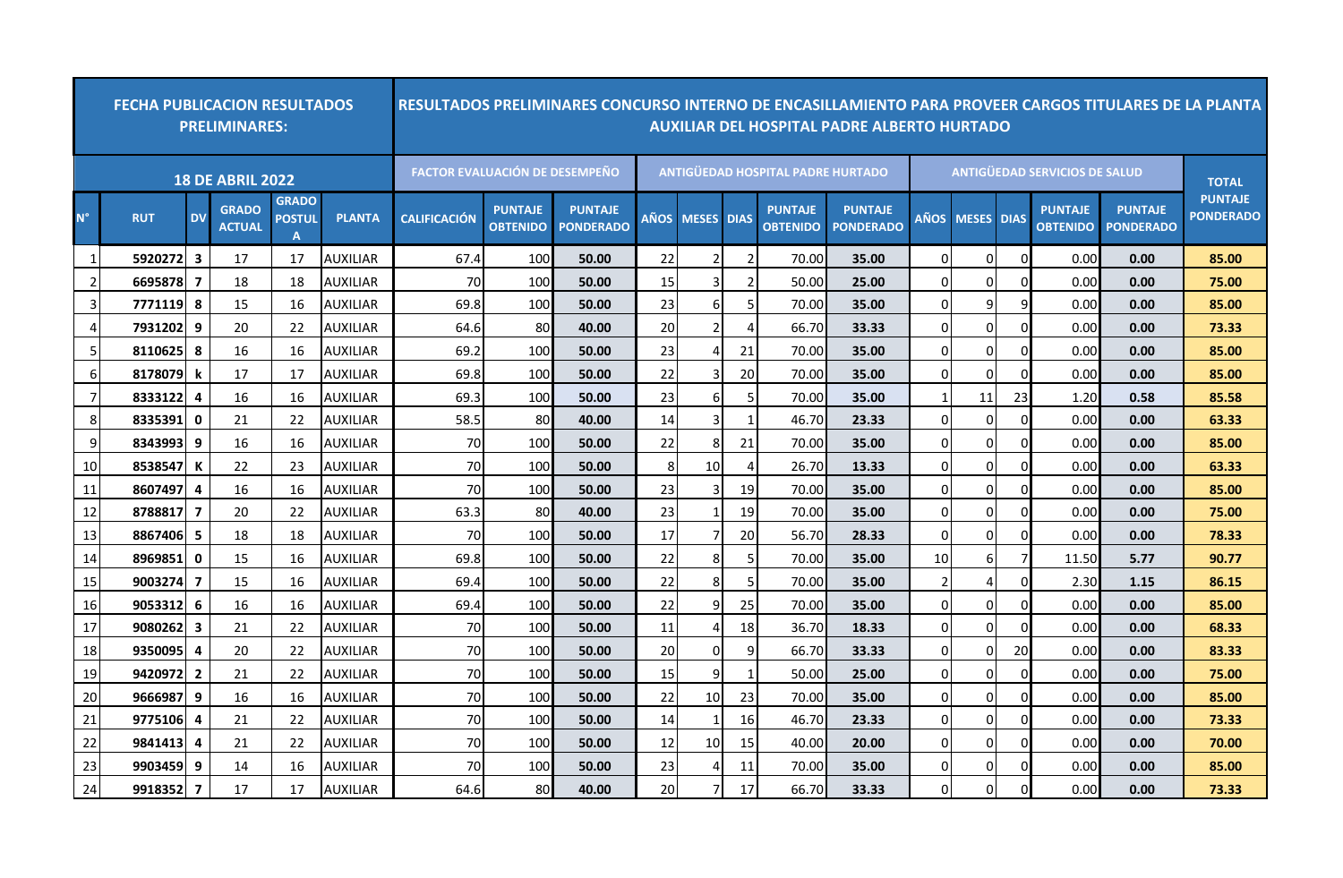| FECHA PUBLICACION RESULTADOS PRELIMINARES: | | | | | | RESULTADOS PRELIMINARES CONCURSO INTERNO DE ENCASILLAMIENTO PARA PROVEER CARGOS TITULARES DE LA PLANTA AUXILIAR DEL HOSPITAL PADRE ALBERTO HURTADO | | | | | | | | | | | | | | | |
|---|---|---|---|---|---|---|---|---|---|---|---|---|---|---|---|---|---|---|---|---|---|
| 18 DE ABRIL 2022 | | | | | | FACTOR EVALUACIÓN DE DESEMPEÑO | | | ANTIGÜEDAD HOSPITAL PADRE HURTADO | | | | | ANTIGÜEDAD SERVICIOS DE SALUD | | | | | TOTAL PUNTAJE PONDERADO |
| N° | RUT | DV | GRADO ACTUAL | GRADO POSTULA | PLANTA | CALIFICACIÓN | PUNTAJE OBTENIDO | PUNTAJE PONDERADO | AÑOS | MESES | DIAS | PUNTAJE OBTENIDO | PUNTAJE PONDERADO | AÑOS | MESES | DIAS | PUNTAJE OBTENIDO | PUNTAJE PONDERADO | |
| 1 | 5920272 | 3 | 17 | 17 | AUXILIAR | 67.4 | 100 | 50.00 | 22 | 2 | 2 | 70.00 | 35.00 | 0 | 0 | 0 | 0.00 | 0.00 | 85.00 |
| 2 | 6695878 | 7 | 18 | 18 | AUXILIAR | 70 | 100 | 50.00 | 15 | 3 | 2 | 50.00 | 25.00 | 0 | 0 | 0 | 0.00 | 0.00 | 75.00 |
| 3 | 7771119 | 8 | 15 | 16 | AUXILIAR | 69.8 | 100 | 50.00 | 23 | 6 | 5 | 70.00 | 35.00 | 0 | 9 | 9 | 0.00 | 0.00 | 85.00 |
| 4 | 7931202 | 9 | 20 | 22 | AUXILIAR | 64.6 | 80 | 40.00 | 20 | 2 | 4 | 66.70 | 33.33 | 0 | 0 | 0 | 0.00 | 0.00 | 73.33 |
| 5 | 8110625 | 8 | 16 | 16 | AUXILIAR | 69.2 | 100 | 50.00 | 23 | 4 | 21 | 70.00 | 35.00 | 0 | 0 | 0 | 0.00 | 0.00 | 85.00 |
| 6 | 8178079 | k | 17 | 17 | AUXILIAR | 69.8 | 100 | 50.00 | 22 | 3 | 20 | 70.00 | 35.00 | 0 | 0 | 0 | 0.00 | 0.00 | 85.00 |
| 7 | 8333122 | 4 | 16 | 16 | AUXILIAR | 69.3 | 100 | 50.00 | 23 | 6 | 5 | 70.00 | 35.00 | 1 | 11 | 23 | 1.20 | 0.58 | 85.58 |
| 8 | 8335391 | 0 | 21 | 22 | AUXILIAR | 58.5 | 80 | 40.00 | 14 | 3 | 1 | 46.70 | 23.33 | 0 | 0 | 0 | 0.00 | 0.00 | 63.33 |
| 9 | 8343993 | 9 | 16 | 16 | AUXILIAR | 70 | 100 | 50.00 | 22 | 8 | 21 | 70.00 | 35.00 | 0 | 0 | 0 | 0.00 | 0.00 | 85.00 |
| 10 | 8538547 | K | 22 | 23 | AUXILIAR | 70 | 100 | 50.00 | 8 | 10 | 4 | 26.70 | 13.33 | 0 | 0 | 0 | 0.00 | 0.00 | 63.33 |
| 11 | 8607497 | 4 | 16 | 16 | AUXILIAR | 70 | 100 | 50.00 | 23 | 3 | 19 | 70.00 | 35.00 | 0 | 0 | 0 | 0.00 | 0.00 | 85.00 |
| 12 | 8788817 | 7 | 20 | 22 | AUXILIAR | 63.3 | 80 | 40.00 | 23 | 1 | 19 | 70.00 | 35.00 | 0 | 0 | 0 | 0.00 | 0.00 | 75.00 |
| 13 | 8867406 | 5 | 18 | 18 | AUXILIAR | 70 | 100 | 50.00 | 17 | 7 | 20 | 56.70 | 28.33 | 0 | 0 | 0 | 0.00 | 0.00 | 78.33 |
| 14 | 8969851 | 0 | 15 | 16 | AUXILIAR | 69.8 | 100 | 50.00 | 22 | 8 | 5 | 70.00 | 35.00 | 10 | 6 | 7 | 11.50 | 5.77 | 90.77 |
| 15 | 9003274 | 7 | 15 | 16 | AUXILIAR | 69.4 | 100 | 50.00 | 22 | 8 | 5 | 70.00 | 35.00 | 2 | 4 | 0 | 2.30 | 1.15 | 86.15 |
| 16 | 9053312 | 6 | 16 | 16 | AUXILIAR | 69.4 | 100 | 50.00 | 22 | 9 | 25 | 70.00 | 35.00 | 0 | 0 | 0 | 0.00 | 0.00 | 85.00 |
| 17 | 9080262 | 3 | 21 | 22 | AUXILIAR | 70 | 100 | 50.00 | 11 | 4 | 18 | 36.70 | 18.33 | 0 | 0 | 0 | 0.00 | 0.00 | 68.33 |
| 18 | 9350095 | 4 | 20 | 22 | AUXILIAR | 70 | 100 | 50.00 | 20 | 0 | 9 | 66.70 | 33.33 | 0 | 0 | 20 | 0.00 | 0.00 | 83.33 |
| 19 | 9420972 | 2 | 21 | 22 | AUXILIAR | 70 | 100 | 50.00 | 15 | 9 | 1 | 50.00 | 25.00 | 0 | 0 | 0 | 0.00 | 0.00 | 75.00 |
| 20 | 9666987 | 9 | 16 | 16 | AUXILIAR | 70 | 100 | 50.00 | 22 | 10 | 23 | 70.00 | 35.00 | 0 | 0 | 0 | 0.00 | 0.00 | 85.00 |
| 21 | 9775106 | 4 | 21 | 22 | AUXILIAR | 70 | 100 | 50.00 | 14 | 1 | 16 | 46.70 | 23.33 | 0 | 0 | 0 | 0.00 | 0.00 | 73.33 |
| 22 | 9841413 | 4 | 21 | 22 | AUXILIAR | 70 | 100 | 50.00 | 12 | 10 | 15 | 40.00 | 20.00 | 0 | 0 | 0 | 0.00 | 0.00 | 70.00 |
| 23 | 9903459 | 9 | 14 | 16 | AUXILIAR | 70 | 100 | 50.00 | 23 | 4 | 11 | 70.00 | 35.00 | 0 | 0 | 0 | 0.00 | 0.00 | 85.00 |
| 24 | 9918352 | 7 | 17 | 17 | AUXILIAR | 64.6 | 80 | 40.00 | 20 | 7 | 17 | 66.70 | 33.33 | 0 | 0 | 0 | 0.00 | 0.00 | 73.33 |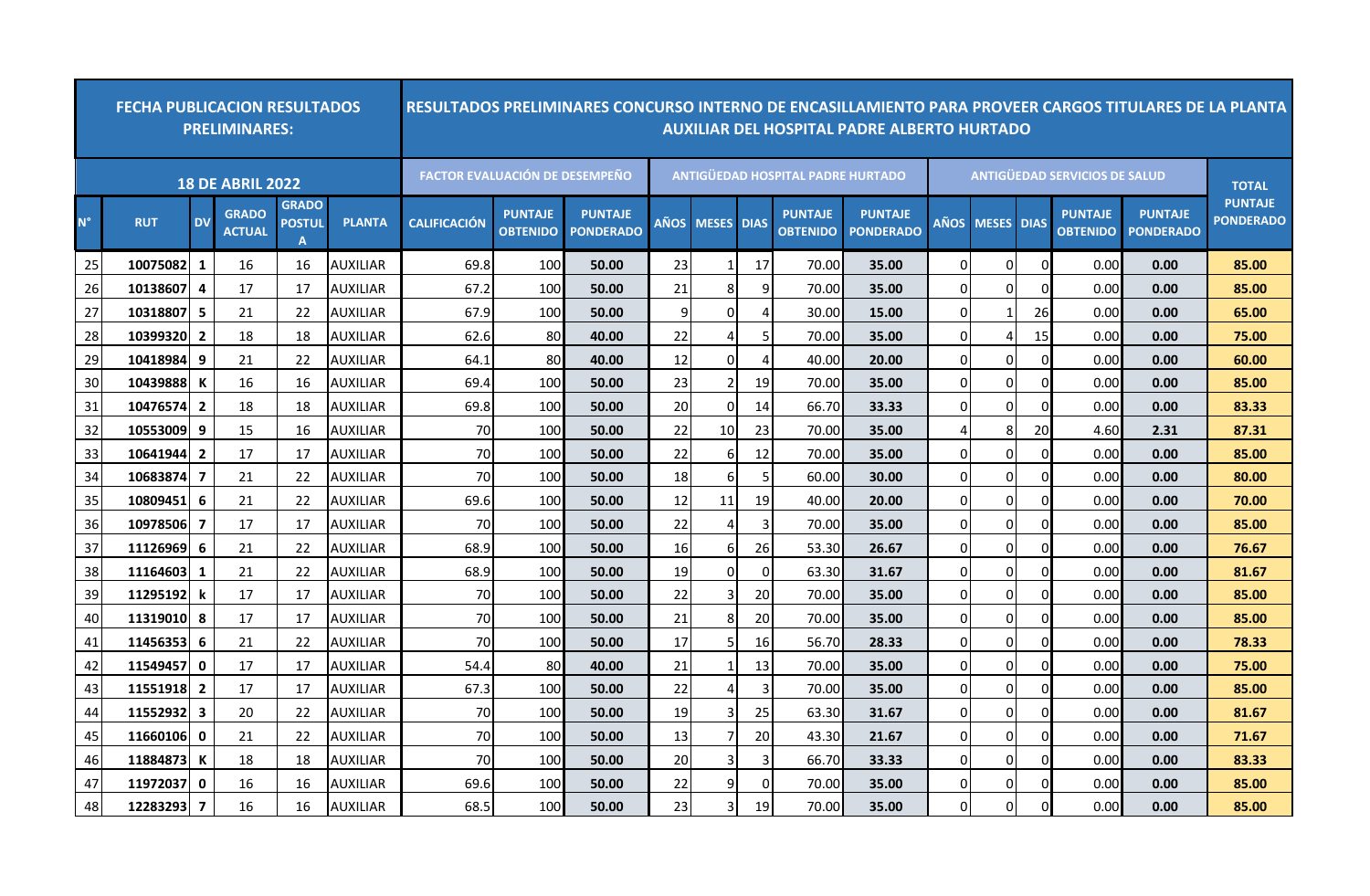| FECHA PUBLICACION RESULTADOS PRELIMINARES: | | | | | | RESULTADOS PRELIMINARES CONCURSO INTERNO DE ENCASILLAMIENTO PARA PROVEER CARGOS TITULARES DE LA PLANTA AUXILIAR DEL HOSPITAL PADRE ALBERTO HURTADO | | | | | | | | | | | | | | | |
|---|---|---|---|---|---|---|---|---|---|---|---|---|---|---|---|---|---|---|---|---|
| 18 DE ABRIL 2022 | | | | | | FACTOR EVALUACIÓN DE DESEMPEÑO | | | ANTIGÜEDAD HOSPITAL PADRE HURTADO | | | | | ANTIGÜEDAD SERVICIOS DE SALUD | | | | | TOTAL PUNTAJE PONDERADO |
| N° | RUT | DV | GRADO ACTUAL | GRADO POSTULA | PLANTA | CALIFICACIÓN | PUNTAJE OBTENIDO | PUNTAJE PONDERADO | AÑOS | MESES | DIAS | PUNTAJE OBTENIDO | PUNTAJE PONDERADO | AÑOS | MESES | DIAS | PUNTAJE OBTENIDO | PUNTAJE PONDERADO | |
| 25 | 10075082 | 1 | 16 | 16 | AUXILIAR | 69.8 | 100 | 50.00 | 23 | 1 | 17 | 70.00 | 35.00 | 0 | 0 | 0 | 0.00 | 0.00 | 85.00 |
| 26 | 10138607 | 4 | 17 | 17 | AUXILIAR | 67.2 | 100 | 50.00 | 21 | 8 | 9 | 70.00 | 35.00 | 0 | 0 | 0 | 0.00 | 0.00 | 85.00 |
| 27 | 10318807 | 5 | 21 | 22 | AUXILIAR | 67.9 | 100 | 50.00 | 9 | 0 | 4 | 30.00 | 15.00 | 0 | 1 | 26 | 0.00 | 0.00 | 65.00 |
| 28 | 10399320 | 2 | 18 | 18 | AUXILIAR | 62.6 | 80 | 40.00 | 22 | 4 | 5 | 70.00 | 35.00 | 0 | 4 | 15 | 0.00 | 0.00 | 75.00 |
| 29 | 10418984 | 9 | 21 | 22 | AUXILIAR | 64.1 | 80 | 40.00 | 12 | 0 | 4 | 40.00 | 20.00 | 0 | 0 | 0 | 0.00 | 0.00 | 60.00 |
| 30 | 10439888 | K | 16 | 16 | AUXILIAR | 69.4 | 100 | 50.00 | 23 | 2 | 19 | 70.00 | 35.00 | 0 | 0 | 0 | 0.00 | 0.00 | 85.00 |
| 31 | 10476574 | 2 | 18 | 18 | AUXILIAR | 69.8 | 100 | 50.00 | 20 | 0 | 14 | 66.70 | 33.33 | 0 | 0 | 0 | 0.00 | 0.00 | 83.33 |
| 32 | 10553009 | 9 | 15 | 16 | AUXILIAR | 70 | 100 | 50.00 | 22 | 10 | 23 | 70.00 | 35.00 | 4 | 8 | 20 | 4.60 | 2.31 | 87.31 |
| 33 | 10641944 | 2 | 17 | 17 | AUXILIAR | 70 | 100 | 50.00 | 22 | 6 | 12 | 70.00 | 35.00 | 0 | 0 | 0 | 0.00 | 0.00 | 85.00 |
| 34 | 10683874 | 7 | 21 | 22 | AUXILIAR | 70 | 100 | 50.00 | 18 | 6 | 5 | 60.00 | 30.00 | 0 | 0 | 0 | 0.00 | 0.00 | 80.00 |
| 35 | 10809451 | 6 | 21 | 22 | AUXILIAR | 69.6 | 100 | 50.00 | 12 | 11 | 19 | 40.00 | 20.00 | 0 | 0 | 0 | 0.00 | 0.00 | 70.00 |
| 36 | 10978506 | 7 | 17 | 17 | AUXILIAR | 70 | 100 | 50.00 | 22 | 4 | 3 | 70.00 | 35.00 | 0 | 0 | 0 | 0.00 | 0.00 | 85.00 |
| 37 | 11126969 | 6 | 21 | 22 | AUXILIAR | 68.9 | 100 | 50.00 | 16 | 6 | 26 | 53.30 | 26.67 | 0 | 0 | 0 | 0.00 | 0.00 | 76.67 |
| 38 | 11164603 | 1 | 21 | 22 | AUXILIAR | 68.9 | 100 | 50.00 | 19 | 0 | 0 | 63.30 | 31.67 | 0 | 0 | 0 | 0.00 | 0.00 | 81.67 |
| 39 | 11295192 | k | 17 | 17 | AUXILIAR | 70 | 100 | 50.00 | 22 | 3 | 20 | 70.00 | 35.00 | 0 | 0 | 0 | 0.00 | 0.00 | 85.00 |
| 40 | 11319010 | 8 | 17 | 17 | AUXILIAR | 70 | 100 | 50.00 | 21 | 8 | 20 | 70.00 | 35.00 | 0 | 0 | 0 | 0.00 | 0.00 | 85.00 |
| 41 | 11456353 | 6 | 21 | 22 | AUXILIAR | 70 | 100 | 50.00 | 17 | 5 | 16 | 56.70 | 28.33 | 0 | 0 | 0 | 0.00 | 0.00 | 78.33 |
| 42 | 11549457 | 0 | 17 | 17 | AUXILIAR | 54.4 | 80 | 40.00 | 21 | 1 | 13 | 70.00 | 35.00 | 0 | 0 | 0 | 0.00 | 0.00 | 75.00 |
| 43 | 11551918 | 2 | 17 | 17 | AUXILIAR | 67.3 | 100 | 50.00 | 22 | 4 | 3 | 70.00 | 35.00 | 0 | 0 | 0 | 0.00 | 0.00 | 85.00 |
| 44 | 11552932 | 3 | 20 | 22 | AUXILIAR | 70 | 100 | 50.00 | 19 | 3 | 25 | 63.30 | 31.67 | 0 | 0 | 0 | 0.00 | 0.00 | 81.67 |
| 45 | 11660106 | 0 | 21 | 22 | AUXILIAR | 70 | 100 | 50.00 | 13 | 7 | 20 | 43.30 | 21.67 | 0 | 0 | 0 | 0.00 | 0.00 | 71.67 |
| 46 | 11884873 | K | 18 | 18 | AUXILIAR | 70 | 100 | 50.00 | 20 | 3 | 3 | 66.70 | 33.33 | 0 | 0 | 0 | 0.00 | 0.00 | 83.33 |
| 47 | 11972037 | 0 | 16 | 16 | AUXILIAR | 69.6 | 100 | 50.00 | 22 | 9 | 0 | 70.00 | 35.00 | 0 | 0 | 0 | 0.00 | 0.00 | 85.00 |
| 48 | 12283293 | 7 | 16 | 16 | AUXILIAR | 68.5 | 100 | 50.00 | 23 | 3 | 19 | 70.00 | 35.00 | 0 | 0 | 0 | 0.00 | 0.00 | 85.00 |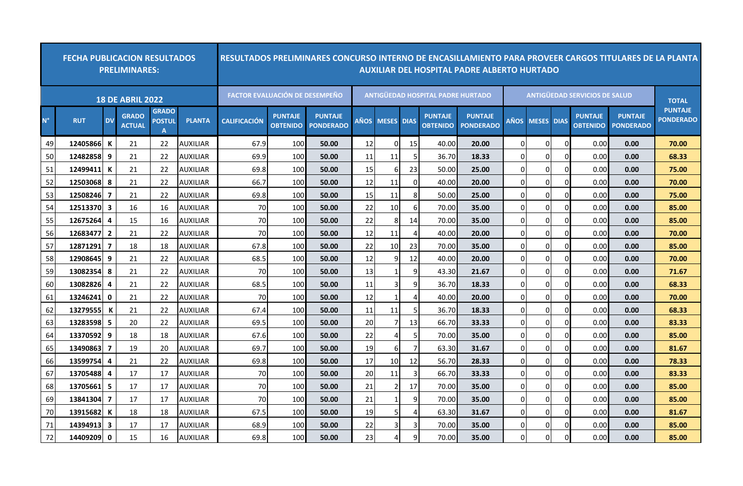| FECHA PUBLICACION RESULTADOS PRELIMINARES: | | | | | | RESULTADOS PRELIMINARES CONCURSO INTERNO DE ENCASILLAMIENTO PARA PROVEER CARGOS TITULARES DE LA PLANTA AUXILIAR DEL HOSPITAL PADRE ALBERTO HURTADO | | | | | | | | | | | | | | | |
|---|---|---|---|---|---|---|---|---|---|---|---|---|---|---|---|---|---|---|---|---|
| 18 DE ABRIL 2022 | | | | | | FACTOR EVALUACIÓN DE DESEMPEÑO | | | ANTIGÜEDAD HOSPITAL PADRE HURTADO | | | | | ANTIGÜEDAD SERVICIOS DE SALUD | | | | | TOTAL PUNTAJE PONDERADO |
| N° | RUT | DV | GRADO ACTUAL | GRADO POSTULA | PLANTA | CALIFICACIÓN | PUNTAJE OBTENIDO | PUNTAJE PONDERADO | AÑOS | MESES | DIAS | PUNTAJE OBTENIDO | PUNTAJE PONDERADO | AÑOS | MESES | DIAS | PUNTAJE OBTENIDO | PUNTAJE PONDERADO | |
| 49 | 12405866 | K | 21 | 22 | AUXILIAR | 67.9 | 100 | 50.00 | 12 | 0 | 15 | 40.00 | 20.00 | 0 | 0 | 0 | 0.00 | 0.00 | 70.00 |
| 50 | 12482858 | 9 | 21 | 22 | AUXILIAR | 69.9 | 100 | 50.00 | 11 | 11 | 5 | 36.70 | 18.33 | 0 | 0 | 0 | 0.00 | 0.00 | 68.33 |
| 51 | 12499411 | K | 21 | 22 | AUXILIAR | 69.8 | 100 | 50.00 | 15 | 6 | 23 | 50.00 | 25.00 | 0 | 0 | 0 | 0.00 | 0.00 | 75.00 |
| 52 | 12503068 | 8 | 21 | 22 | AUXILIAR | 66.7 | 100 | 50.00 | 12 | 11 | 0 | 40.00 | 20.00 | 0 | 0 | 0 | 0.00 | 0.00 | 70.00 |
| 53 | 12508246 | 7 | 21 | 22 | AUXILIAR | 69.8 | 100 | 50.00 | 15 | 11 | 8 | 50.00 | 25.00 | 0 | 0 | 0 | 0.00 | 0.00 | 75.00 |
| 54 | 12513370 | 3 | 16 | 16 | AUXILIAR | 70 | 100 | 50.00 | 22 | 10 | 6 | 70.00 | 35.00 | 0 | 0 | 0 | 0.00 | 0.00 | 85.00 |
| 55 | 12675264 | 4 | 15 | 16 | AUXILIAR | 70 | 100 | 50.00 | 22 | 8 | 14 | 70.00 | 35.00 | 0 | 0 | 0 | 0.00 | 0.00 | 85.00 |
| 56 | 12683477 | 2 | 21 | 22 | AUXILIAR | 70 | 100 | 50.00 | 12 | 11 | 4 | 40.00 | 20.00 | 0 | 0 | 0 | 0.00 | 0.00 | 70.00 |
| 57 | 12871291 | 7 | 18 | 18 | AUXILIAR | 67.8 | 100 | 50.00 | 22 | 10 | 23 | 70.00 | 35.00 | 0 | 0 | 0 | 0.00 | 0.00 | 85.00 |
| 58 | 12908645 | 9 | 21 | 22 | AUXILIAR | 68.5 | 100 | 50.00 | 12 | 9 | 12 | 40.00 | 20.00 | 0 | 0 | 0 | 0.00 | 0.00 | 70.00 |
| 59 | 13082354 | 8 | 21 | 22 | AUXILIAR | 70 | 100 | 50.00 | 13 | 1 | 9 | 43.30 | 21.67 | 0 | 0 | 0 | 0.00 | 0.00 | 71.67 |
| 60 | 13082826 | 4 | 21 | 22 | AUXILIAR | 68.5 | 100 | 50.00 | 11 | 3 | 9 | 36.70 | 18.33 | 0 | 0 | 0 | 0.00 | 0.00 | 68.33 |
| 61 | 13246241 | 0 | 21 | 22 | AUXILIAR | 70 | 100 | 50.00 | 12 | 1 | 4 | 40.00 | 20.00 | 0 | 0 | 0 | 0.00 | 0.00 | 70.00 |
| 62 | 13279555 | K | 21 | 22 | AUXILIAR | 67.4 | 100 | 50.00 | 11 | 11 | 5 | 36.70 | 18.33 | 0 | 0 | 0 | 0.00 | 0.00 | 68.33 |
| 63 | 13283598 | 5 | 20 | 22 | AUXILIAR | 69.5 | 100 | 50.00 | 20 | 7 | 13 | 66.70 | 33.33 | 0 | 0 | 0 | 0.00 | 0.00 | 83.33 |
| 64 | 13370592 | 9 | 18 | 18 | AUXILIAR | 67.6 | 100 | 50.00 | 22 | 4 | 5 | 70.00 | 35.00 | 0 | 0 | 0 | 0.00 | 0.00 | 85.00 |
| 65 | 13490863 | 7 | 19 | 20 | AUXILIAR | 69.7 | 100 | 50.00 | 19 | 6 | 7 | 63.30 | 31.67 | 0 | 0 | 0 | 0.00 | 0.00 | 81.67 |
| 66 | 13599754 | 4 | 21 | 22 | AUXILIAR | 69.8 | 100 | 50.00 | 17 | 10 | 12 | 56.70 | 28.33 | 0 | 0 | 0 | 0.00 | 0.00 | 78.33 |
| 67 | 13705488 | 4 | 17 | 17 | AUXILIAR | 70 | 100 | 50.00 | 20 | 11 | 3 | 66.70 | 33.33 | 0 | 0 | 0 | 0.00 | 0.00 | 83.33 |
| 68 | 13705661 | 5 | 17 | 17 | AUXILIAR | 70 | 100 | 50.00 | 21 | 2 | 17 | 70.00 | 35.00 | 0 | 0 | 0 | 0.00 | 0.00 | 85.00 |
| 69 | 13841304 | 7 | 17 | 17 | AUXILIAR | 70 | 100 | 50.00 | 21 | 1 | 9 | 70.00 | 35.00 | 0 | 0 | 0 | 0.00 | 0.00 | 85.00 |
| 70 | 13915682 | K | 18 | 18 | AUXILIAR | 67.5 | 100 | 50.00 | 19 | 5 | 4 | 63.30 | 31.67 | 0 | 0 | 0 | 0.00 | 0.00 | 81.67 |
| 71 | 14394913 | 3 | 17 | 17 | AUXILIAR | 68.9 | 100 | 50.00 | 22 | 3 | 3 | 70.00 | 35.00 | 0 | 0 | 0 | 0.00 | 0.00 | 85.00 |
| 72 | 14409209 | 0 | 15 | 16 | AUXILIAR | 69.8 | 100 | 50.00 | 23 | 4 | 9 | 70.00 | 35.00 | 0 | 0 | 0 | 0.00 | 0.00 | 85.00 |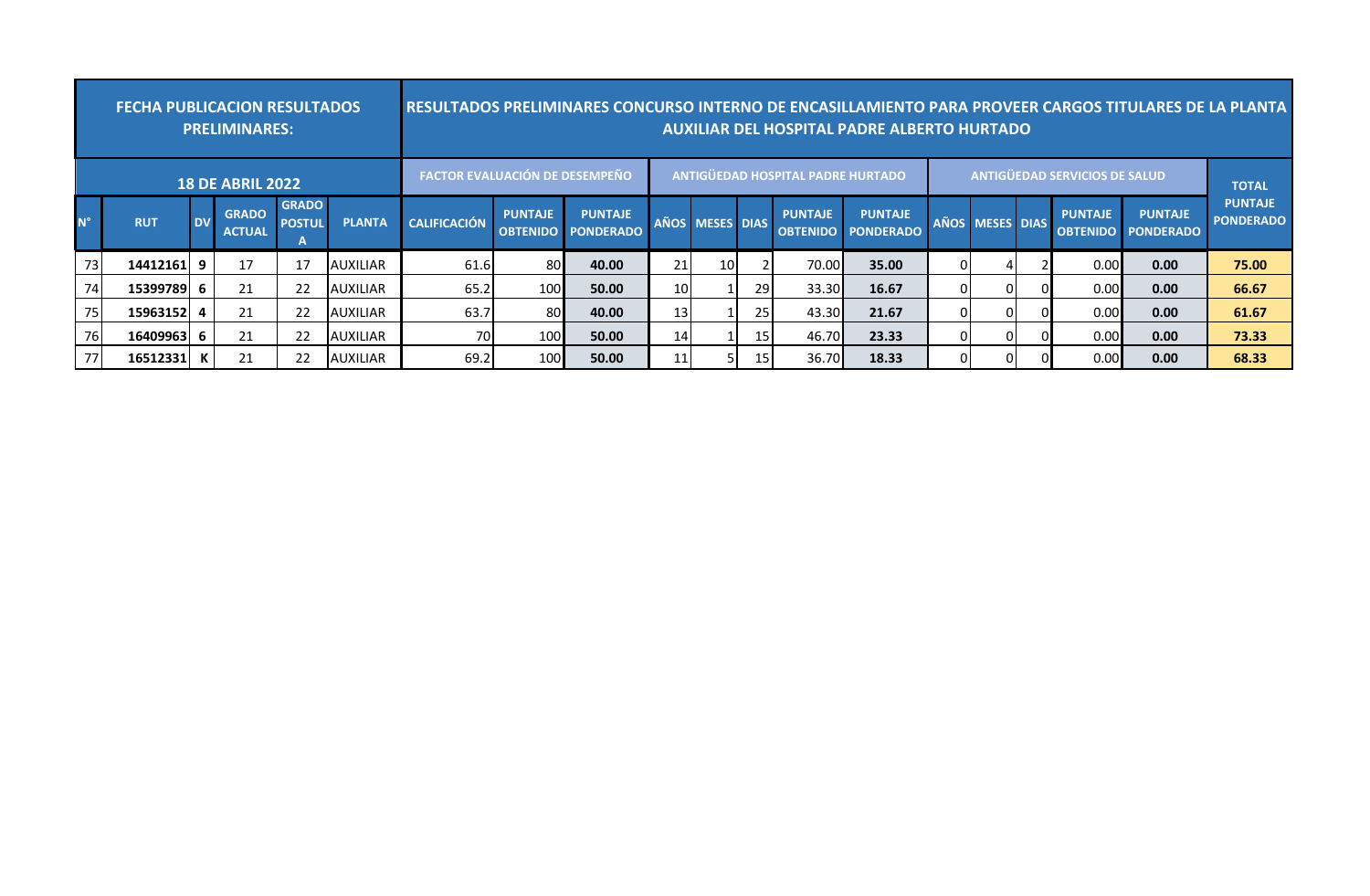| FECHA PUBLICACION RESULTADOS PRELIMINARES: | | | | | | RESULTADOS PRELIMINARES CONCURSO INTERNO DE ENCASILLAMIENTO PARA PROVEER CARGOS TITULARES DE LA PLANTA AUXILIAR DEL HOSPITAL PADRE ALBERTO HURTADO | | | | | | | | | | | | | | | |
|---|---|---|---|---|---|---|---|---|---|---|---|---|---|---|---|---|---|---|---|---|
| 18 DE ABRIL 2022 | | | | | | FACTOR EVALUACIÓN DE DESEMPEÑO | | | ANTIGÜEDAD HOSPITAL PADRE HURTADO | | | | | ANTIGÜEDAD SERVICIOS DE SALUD | | | | | TOTAL PUNTAJE PONDERADO |
| N° | RUT | DV | GRADO ACTUAL | GRADO POSTULA | PLANTA | CALIFICACIÓN | PUNTAJE OBTENIDO | PUNTAJE PONDERADO | AÑOS | MESES | DIAS | PUNTAJE OBTENIDO | PUNTAJE PONDERADO | AÑOS | MESES | DIAS | PUNTAJE OBTENIDO | PUNTAJE PONDERADO | |
| 73 | 14412161 | 9 | 17 | 17 | AUXILIAR | 61.6 | 80 | 40.00 | 21 | 10 | 2 | 70.00 | 35.00 | 0 | 4 | 2 | 0.00 | 0.00 | 75.00 |
| 74 | 15399789 | 6 | 21 | 22 | AUXILIAR | 65.2 | 100 | 50.00 | 10 | 1 | 29 | 33.30 | 16.67 | 0 | 0 | 0 | 0.00 | 0.00 | 66.67 |
| 75 | 15963152 | 4 | 21 | 22 | AUXILIAR | 63.7 | 80 | 40.00 | 13 | 1 | 25 | 43.30 | 21.67 | 0 | 0 | 0 | 0.00 | 0.00 | 61.67 |
| 76 | 16409963 | 6 | 21 | 22 | AUXILIAR | 70 | 100 | 50.00 | 14 | 1 | 15 | 46.70 | 23.33 | 0 | 0 | 0 | 0.00 | 0.00 | 73.33 |
| 77 | 16512331 | K | 21 | 22 | AUXILIAR | 69.2 | 100 | 50.00 | 11 | 5 | 15 | 36.70 | 18.33 | 0 | 0 | 0 | 0.00 | 0.00 | 68.33 |